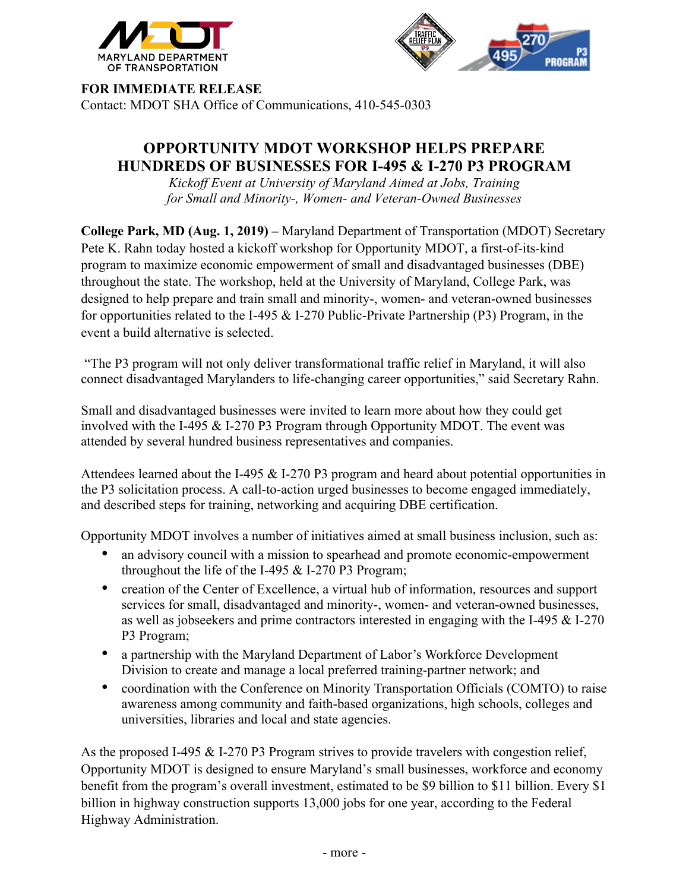MARYLAND DEPARTMENT OF TRANSPORTATION

**FOR IMMEDIATE RELEASE**
Contact: MDOT SHA Office of Communications, 410-545-0303

# OPPORTUNITY MDOT WORKSHOP HELPS PREPARE HUNDREDS OF BUSINESSES FOR I-495 & I-270 P3 PROGRAM

*Kickoff Event at University of Maryland Aimed at Jobs, Training for Small and Minority-, Women- and Veteran-Owned Businesses*

**College Park, MD (Aug. 1, 2019) –** Maryland Department of Transportation (MDOT) Secretary Pete K. Rahn today hosted a kickoff workshop for Opportunity MDOT, a first-of-its-kind program to maximize economic empowerment of small and disadvantaged businesses (DBE) throughout the state. The workshop, held at the University of Maryland, College Park, was designed to help prepare and train small and minority-, women- and veteran-owned businesses for opportunities related to the I-495 & I-270 Public-Private Partnership (P3) Program, in the event a build alternative is selected.

"The P3 program will not only deliver transformational traffic relief in Maryland, it will also connect disadvantaged Marylanders to life-changing career opportunities," said Secretary Rahn.

Small and disadvantaged businesses were invited to learn more about how they could get involved with the I-495 & I-270 P3 Program through Opportunity MDOT. The event was attended by several hundred business representatives and companies.

Attendees learned about the I-495 & I-270 P3 program and heard about potential opportunities in the P3 solicitation process. A call-to-action urged businesses to become engaged immediately, and described steps for training, networking and acquiring DBE certification.

Opportunity MDOT involves a number of initiatives aimed at small business inclusion, such as:

- an advisory council with a mission to spearhead and promote economic-empowerment throughout the life of the I-495 & I-270 P3 Program;
- creation of the Center of Excellence, a virtual hub of information, resources and support services for small, disadvantaged and minority-, women- and veteran-owned businesses, as well as jobseekers and prime contractors interested in engaging with the I-495 & I-270 P3 Program;
- a partnership with the Maryland Department of Labor's Workforce Development Division to create and manage a local preferred training-partner network; and
- coordination with the Conference on Minority Transportation Officials (COMTO) to raise awareness among community and faith-based organizations, high schools, colleges and universities, libraries and local and state agencies.

As the proposed I-495 & I-270 P3 Program strives to provide travelers with congestion relief, Opportunity MDOT is designed to ensure Maryland's small businesses, workforce and economy benefit from the program's overall investment, estimated to be $9 billion to $11 billion. Every $1 billion in highway construction supports 13,000 jobs for one year, according to the Federal Highway Administration.

- more -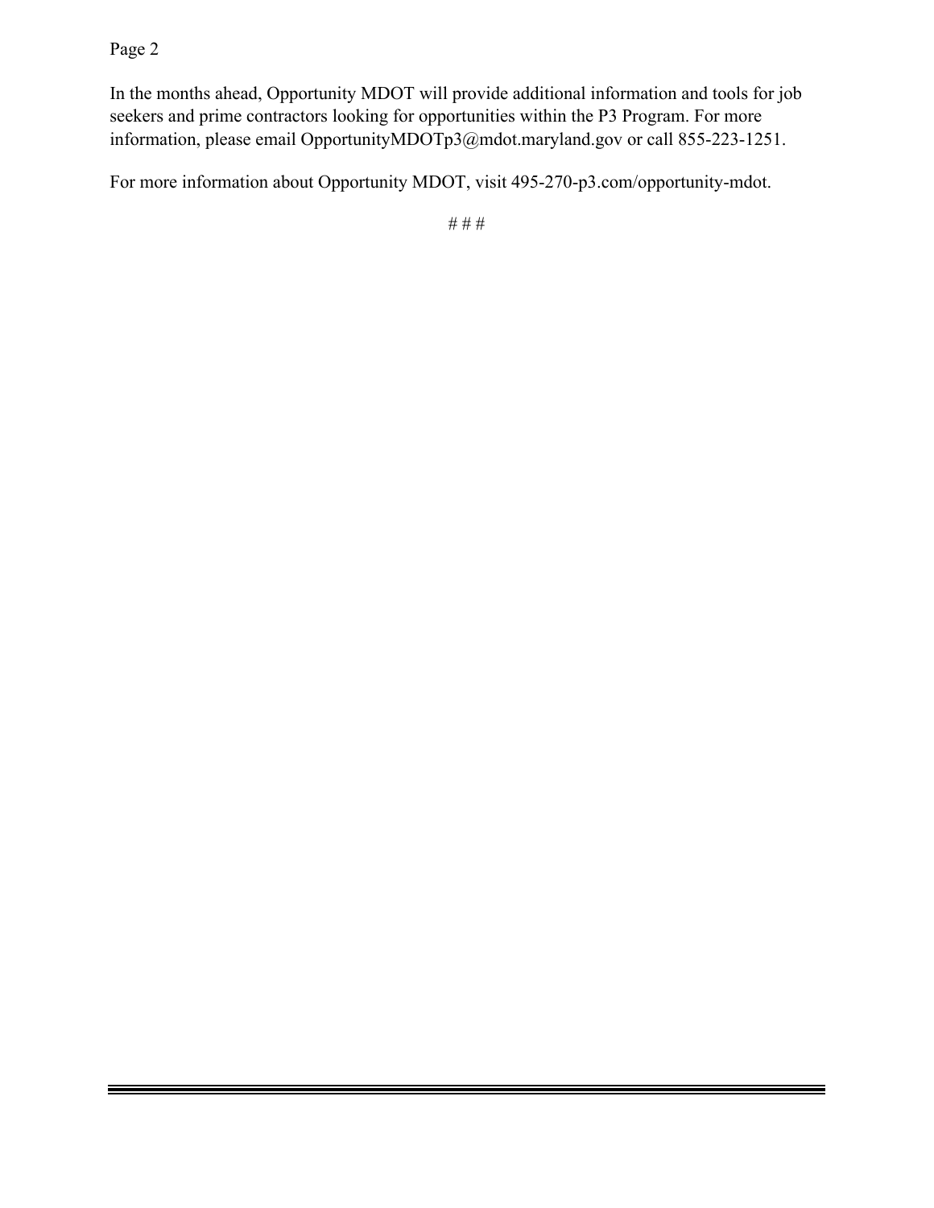In the months ahead, Opportunity MDOT will provide additional information and tools for job seekers and prime contractors looking for opportunities within the P3 Program. For more information, please email OpportunityMDOTp3@mdot.maryland.gov or call 855-223-1251.

For more information about Opportunity MDOT, visit 495-270-p3.com/opportunity-mdot.

# # #